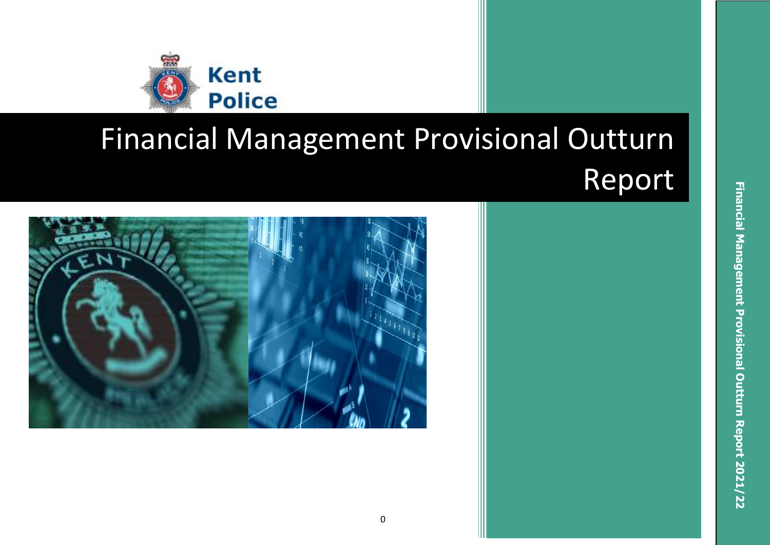Kent Police

# Financial Management Provisional Outturn Report

Financial Management Provisional Outturn Report 2021/22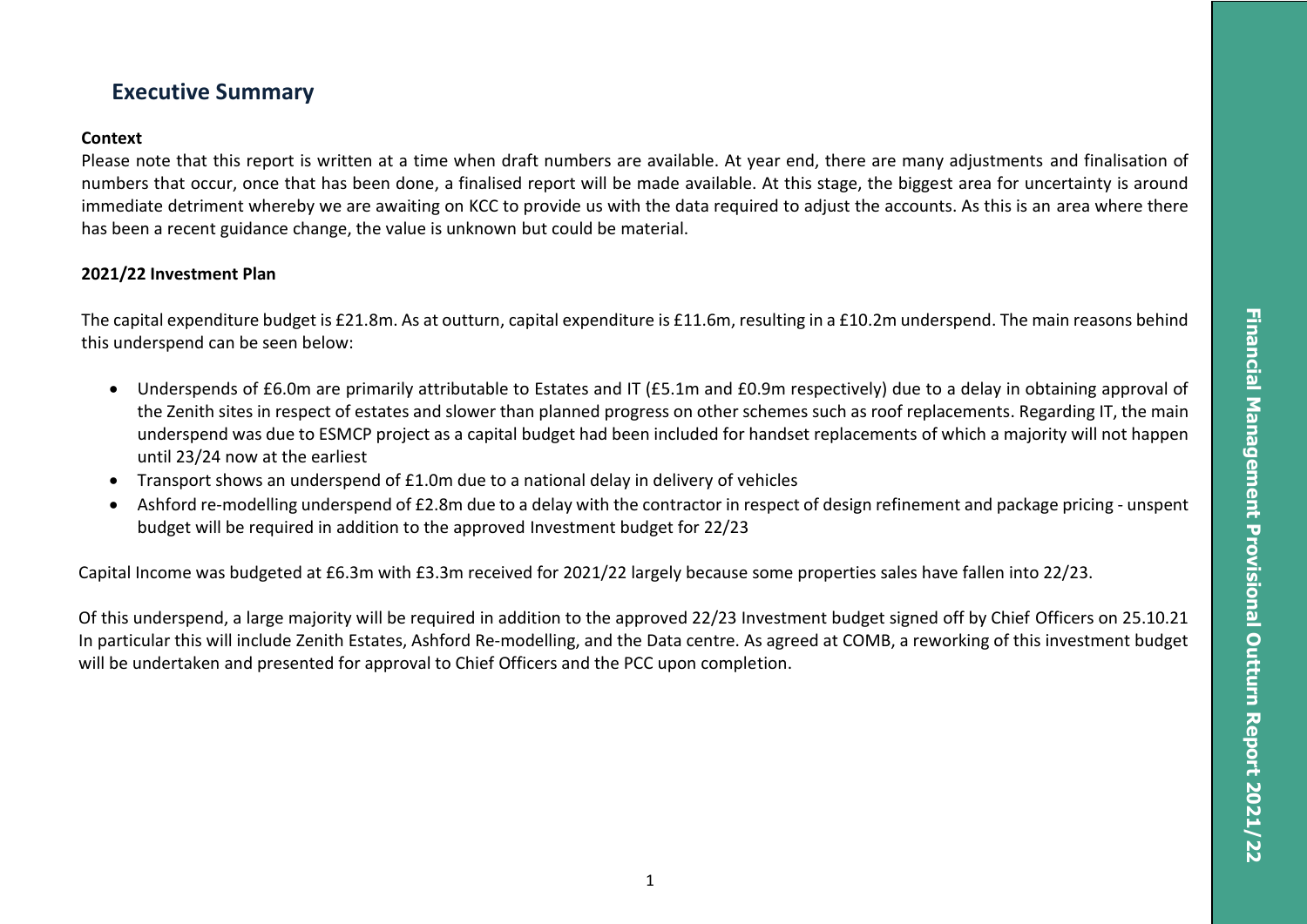## Executive Summary

**Context**

Please note that this report is written at a time when draft numbers are available. At year end, there are many adjustments and finalisation of numbers that occur, once that has been done, a finalised report will be made available. At this stage, the biggest area for uncertainty is around immediate detriment whereby we are awaiting on KCC to provide us with the data required to adjust the accounts. As this is an area where there has been a recent guidance change, the value is unknown but could be material.

**2021/22 Investment Plan**

The capital expenditure budget is £21.8m. As at outturn, capital expenditure is £11.6m, resulting in a £10.2m underspend. The main reasons behind this underspend can be seen below:

- Underspends of £6.0m are primarily attributable to Estates and IT (£5.1m and £0.9m respectively) due to a delay in obtaining approval of the Zenith sites in respect of estates and slower than planned progress on other schemes such as roof replacements. Regarding IT, the main underspend was due to ESMCP project as a capital budget had been included for handset replacements of which a majority will not happen until 23/24 now at the earliest
- Transport shows an underspend of £1.0m due to a national delay in delivery of vehicles
- Ashford re-modelling underspend of £2.8m due to a delay with the contractor in respect of design refinement and package pricing - unspent budget will be required in addition to the approved Investment budget for 22/23

Capital Income was budgeted at £6.3m with £3.3m received for 2021/22 largely because some properties sales have fallen into 22/23.

Of this underspend, a large majority will be required in addition to the approved 22/23 Investment budget signed off by Chief Officers on 25.10.21 In particular this will include Zenith Estates, Ashford Re-modelling, and the Data centre. As agreed at COMB, a reworking of this investment budget will be undertaken and presented for approval to Chief Officers and the PCC upon completion.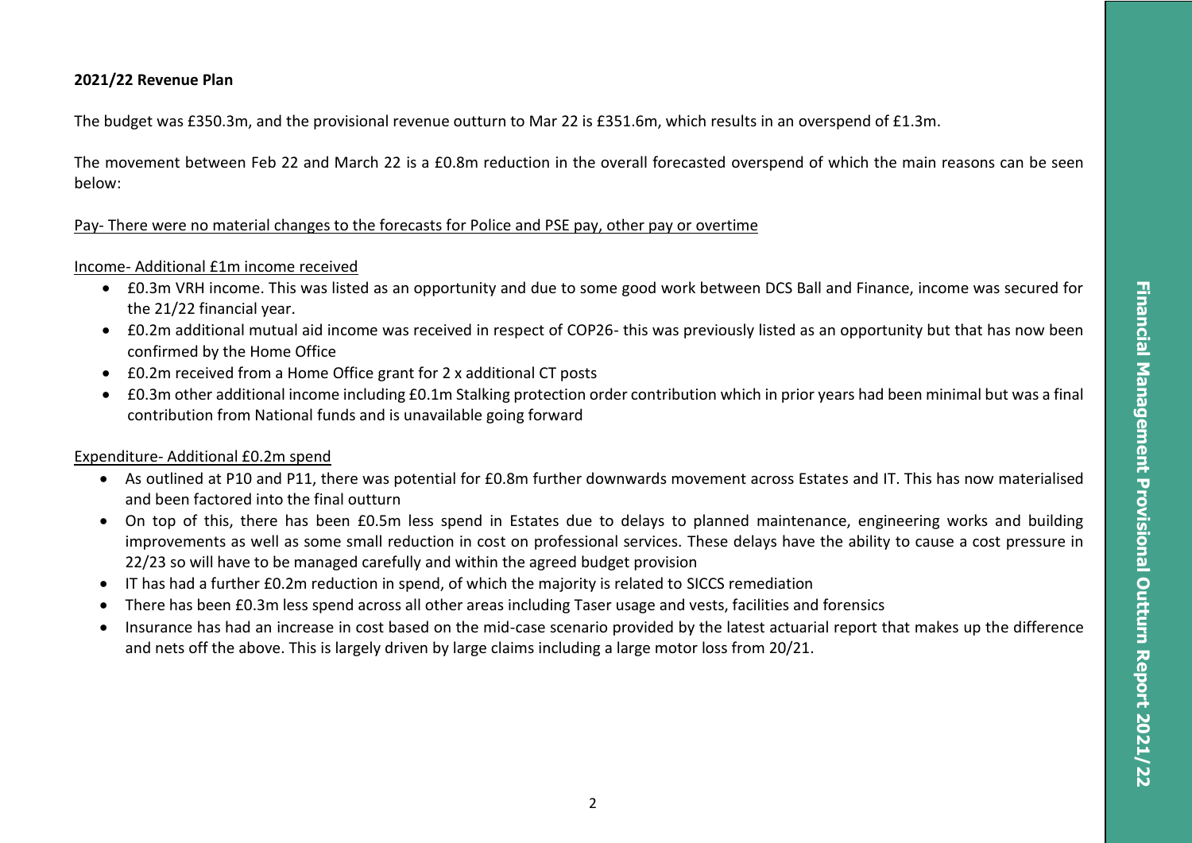**2021/22 Revenue Plan**

The budget was £350.3m, and the provisional revenue outturn to Mar 22 is £351.6m, which results in an overspend of £1.3m.

The movement between Feb 22 and March 22 is a £0.8m reduction in the overall forecasted overspend of which the main reasons can be seen below:

Pay- There were no material changes to the forecasts for Police and PSE pay, other pay or overtime

Income- Additional £1m income received

- £0.3m VRH income. This was listed as an opportunity and due to some good work between DCS Ball and Finance, income was secured for the 21/22 financial year.
- £0.2m additional mutual aid income was received in respect of COP26- this was previously listed as an opportunity but that has now been confirmed by the Home Office
- £0.2m received from a Home Office grant for 2 x additional CT posts
- £0.3m other additional income including £0.1m Stalking protection order contribution which in prior years had been minimal but was a final contribution from National funds and is unavailable going forward

Expenditure- Additional £0.2m spend

- As outlined at P10 and P11, there was potential for £0.8m further downwards movement across Estates and IT. This has now materialised and been factored into the final outturn
- On top of this, there has been £0.5m less spend in Estates due to delays to planned maintenance, engineering works and building improvements as well as some small reduction in cost on professional services. These delays have the ability to cause a cost pressure in 22/23 so will have to be managed carefully and within the agreed budget provision
- IT has had a further £0.2m reduction in spend, of which the majority is related to SICCS remediation
- There has been £0.3m less spend across all other areas including Taser usage and vests, facilities and forensics
- Insurance has had an increase in cost based on the mid-case scenario provided by the latest actuarial report that makes up the difference and nets off the above. This is largely driven by large claims including a large motor loss from 20/21.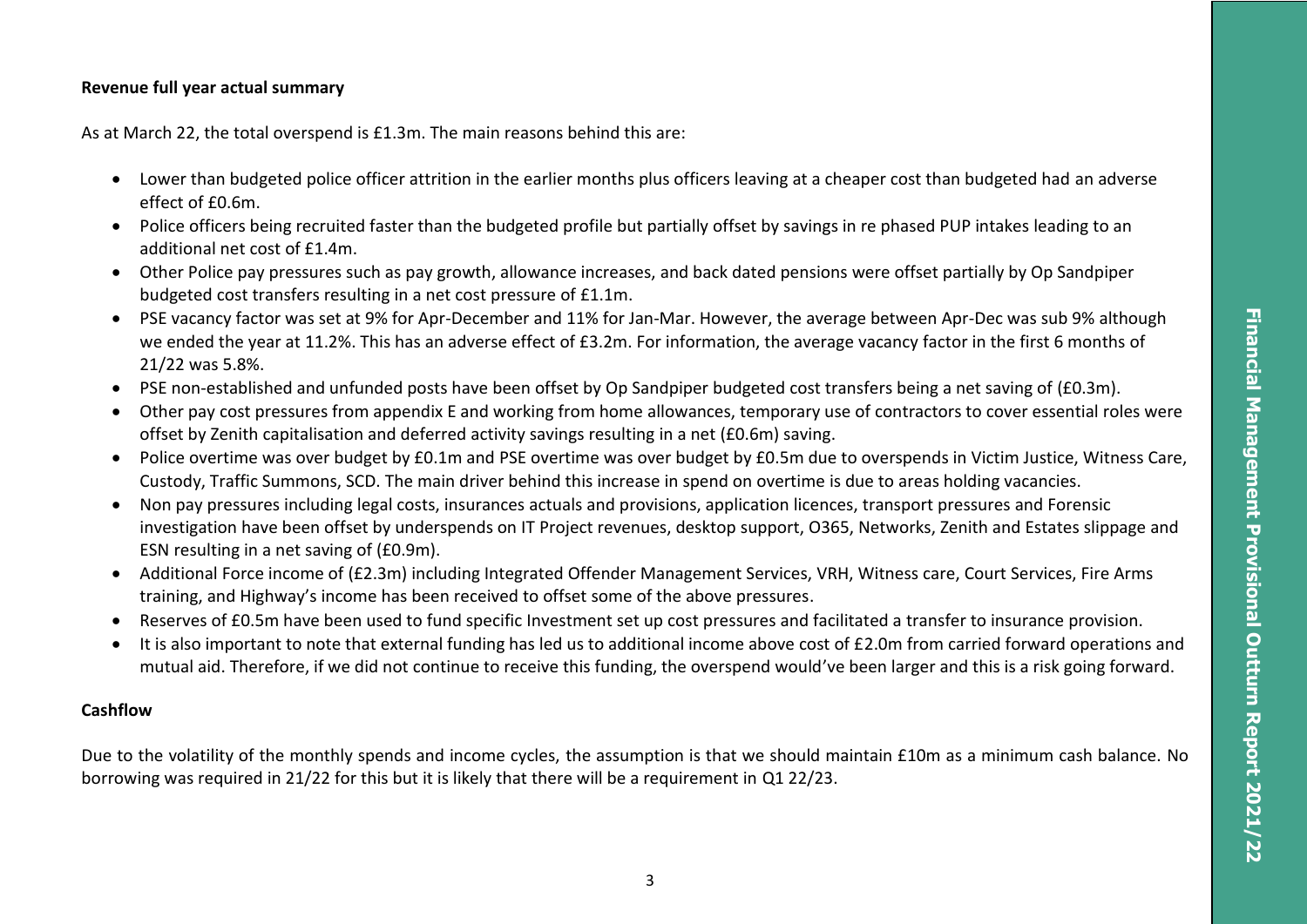**Revenue full year actual summary**

As at March 22, the total overspend is £1.3m. The main reasons behind this are:

- Lower than budgeted police officer attrition in the earlier months plus officers leaving at a cheaper cost than budgeted had an adverse effect of £0.6m.
- Police officers being recruited faster than the budgeted profile but partially offset by savings in re phased PUP intakes leading to an additional net cost of £1.4m.
- Other Police pay pressures such as pay growth, allowance increases, and back dated pensions were offset partially by Op Sandpiper budgeted cost transfers resulting in a net cost pressure of £1.1m.
- PSE vacancy factor was set at 9% for Apr-December and 11% for Jan-Mar. However, the average between Apr-Dec was sub 9% although we ended the year at 11.2%. This has an adverse effect of £3.2m. For information, the average vacancy factor in the first 6 months of 21/22 was 5.8%.
- PSE non-established and unfunded posts have been offset by Op Sandpiper budgeted cost transfers being a net saving of (£0.3m).
- Other pay cost pressures from appendix E and working from home allowances, temporary use of contractors to cover essential roles were offset by Zenith capitalisation and deferred activity savings resulting in a net (£0.6m) saving.
- Police overtime was over budget by £0.1m and PSE overtime was over budget by £0.5m due to overspends in Victim Justice, Witness Care, Custody, Traffic Summons, SCD. The main driver behind this increase in spend on overtime is due to areas holding vacancies.
- Non pay pressures including legal costs, insurances actuals and provisions, application licences, transport pressures and Forensic investigation have been offset by underspends on IT Project revenues, desktop support, O365, Networks, Zenith and Estates slippage and ESN resulting in a net saving of (£0.9m).
- Additional Force income of (£2.3m) including Integrated Offender Management Services, VRH, Witness care, Court Services, Fire Arms training, and Highway's income has been received to offset some of the above pressures.
- Reserves of £0.5m have been used to fund specific Investment set up cost pressures and facilitated a transfer to insurance provision.
- It is also important to note that external funding has led us to additional income above cost of £2.0m from carried forward operations and mutual aid. Therefore, if we did not continue to receive this funding, the overspend would've been larger and this is a risk going forward.

**Cashflow**

Due to the volatility of the monthly spends and income cycles, the assumption is that we should maintain £10m as a minimum cash balance. No borrowing was required in 21/22 for this but it is likely that there will be a requirement in Q1 22/23.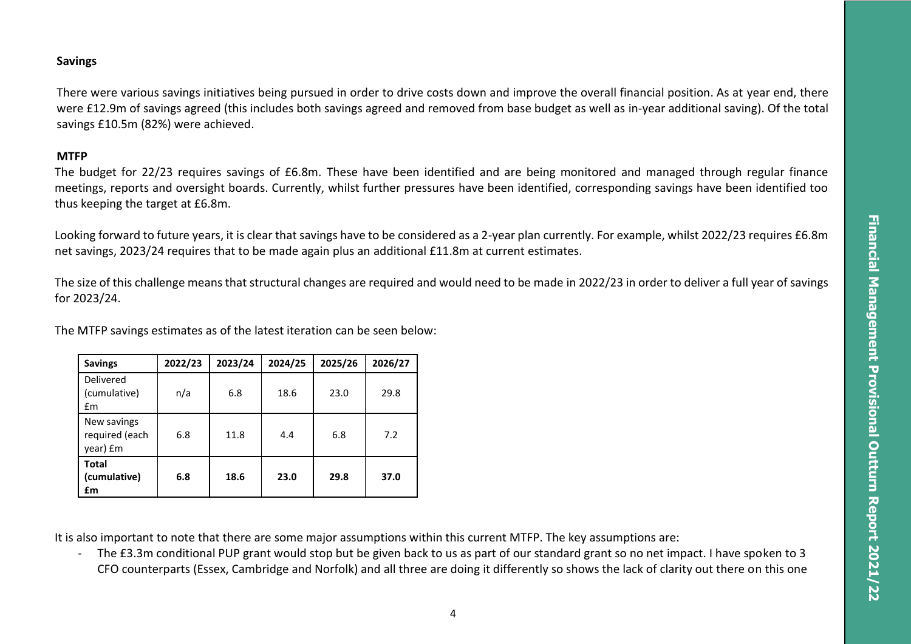**Savings**

There were various savings initiatives being pursued in order to drive costs down and improve the overall financial position. As at year end, there were £12.9m of savings agreed (this includes both savings agreed and removed from base budget as well as in-year additional saving). Of the total savings £10.5m (82%) were achieved.

**MTFP**

The budget for 22/23 requires savings of £6.8m. These have been identified and are being monitored and managed through regular finance meetings, reports and oversight boards. Currently, whilst further pressures have been identified, corresponding savings have been identified too thus keeping the target at £6.8m.

Looking forward to future years, it is clear that savings have to be considered as a 2-year plan currently. For example, whilst 2022/23 requires £6.8m net savings, 2023/24 requires that to be made again plus an additional £11.8m at current estimates.

The size of this challenge means that structural changes are required and would need to be made in 2022/23 in order to deliver a full year of savings for 2023/24.

The MTFP savings estimates as of the latest iteration can be seen below:

| Savings | 2022/23 | 2023/24 | 2024/25 | 2025/26 | 2026/27 |
|---|---|---|---|---|---|
| Delivered (cumulative) £m | n/a | 6.8 | 18.6 | 23.0 | 29.8 |
| New savings required (each year) £m | 6.8 | 11.8 | 4.4 | 6.8 | 7.2 |
| **Total (cumulative) £m** | **6.8** | **18.6** | **23.0** | **29.8** | **37.0** |

It is also important to note that there are some major assumptions within this current MTFP. The key assumptions are:

- The £3.3m conditional PUP grant would stop but be given back to us as part of our standard grant so no net impact. I have spoken to 3 CFO counterparts (Essex, Cambridge and Norfolk) and all three are doing it differently so shows the lack of clarity out there on this one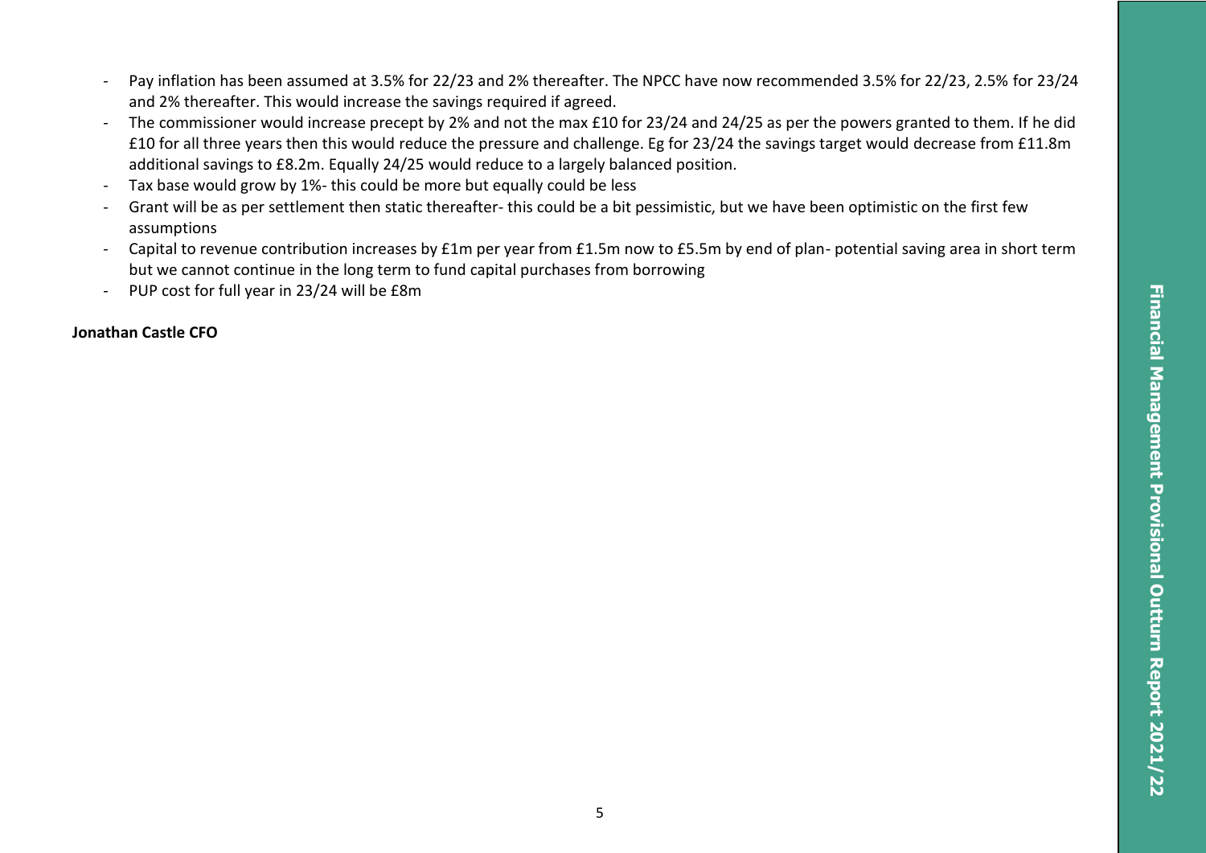- Pay inflation has been assumed at 3.5% for 22/23 and 2% thereafter. The NPCC have now recommended 3.5% for 22/23, 2.5% for 23/24 and 2% thereafter. This would increase the savings required if agreed.
- The commissioner would increase precept by 2% and not the max £10 for 23/24 and 24/25 as per the powers granted to them. If he did £10 for all three years then this would reduce the pressure and challenge. Eg for 23/24 the savings target would decrease from £11.8m additional savings to £8.2m. Equally 24/25 would reduce to a largely balanced position.
- Tax base would grow by 1%- this could be more but equally could be less
- Grant will be as per settlement then static thereafter- this could be a bit pessimistic, but we have been optimistic on the first few assumptions
- Capital to revenue contribution increases by £1m per year from £1.5m now to £5.5m by end of plan- potential saving area in short term but we cannot continue in the long term to fund capital purchases from borrowing
- PUP cost for full year in 23/24 will be £8m

**Jonathan Castle CFO**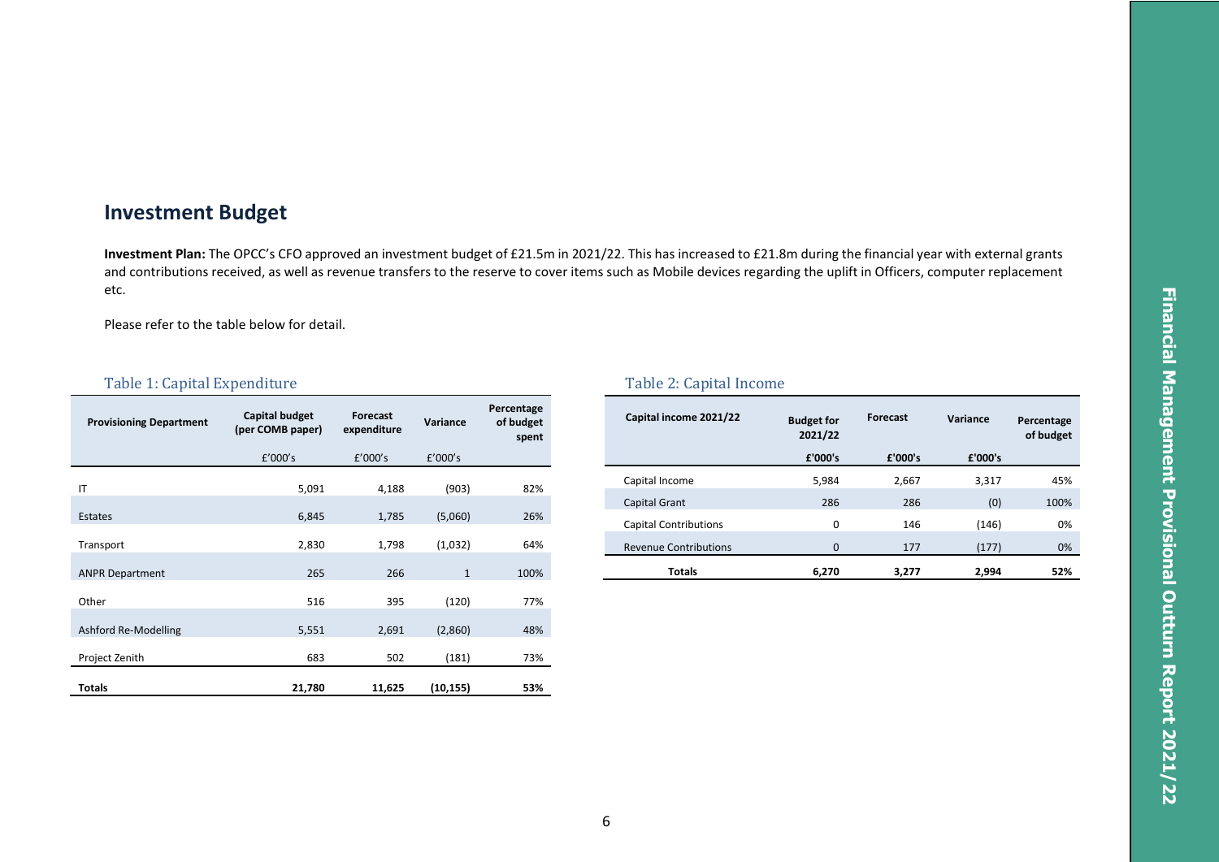## Investment Budget

**Investment Plan:** The OPCC's CFO approved an investment budget of £21.5m in 2021/22. This has increased to £21.8m during the financial year with external grants and contributions received, as well as revenue transfers to the reserve to cover items such as Mobile devices regarding the uplift in Officers, computer replacement etc.

Please refer to the table below for detail.

Table 1: Capital Expenditure

| Provisioning Department | Capital budget (per COMB paper) | Forecast expenditure | Variance | Percentage of budget spent |
|---|---|---|---|---|
| | £'000's | £'000's | £'000's | |
| IT | 5,091 | 4,188 | (903) | 82% |
| Estates | 6,845 | 1,785 | (5,060) | 26% |
| Transport | 2,830 | 1,798 | (1,032) | 64% |
| ANPR Department | 265 | 266 | 1 | 100% |
| Other | 516 | 395 | (120) | 77% |
| Ashford Re-Modelling | 5,551 | 2,691 | (2,860) | 48% |
| Project Zenith | 683 | 502 | (181) | 73% |
| **Totals** | **21,780** | **11,625** | **(10,155)** | **53%** |

Table 2: Capital Income

| Capital income 2021/22 | Budget for 2021/22 | Forecast | Variance | Percentage of budget |
|---|---|---|---|---|
| | £'000's | £'000's | £'000's | |
| Capital Income | 5,984 | 2,667 | 3,317 | 45% |
| Capital Grant | 286 | 286 | (0) | 100% |
| Capital Contributions | 0 | 146 | (146) | 0% |
| Revenue Contributions | 0 | 177 | (177) | 0% |
| **Totals** | **6,270** | **3,277** | **2,994** | **52%** |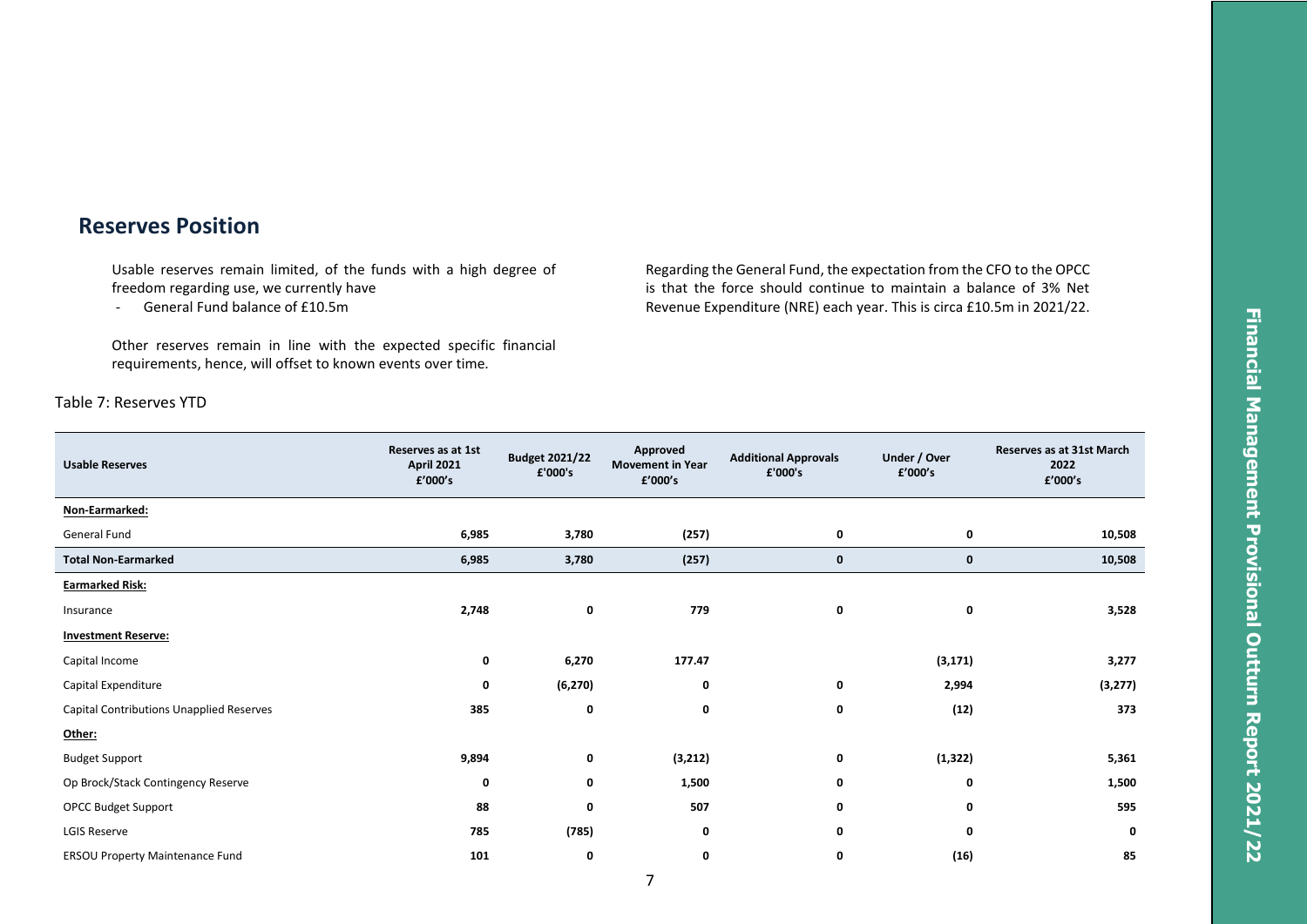## Reserves Position

Usable reserves remain limited, of the funds with a high degree of freedom regarding use, we currently have

- General Fund balance of £10.5m

Other reserves remain in line with the expected specific financial requirements, hence, will offset to known events over time.

Regarding the General Fund, the expectation from the CFO to the OPCC is that the force should continue to maintain a balance of 3% Net Revenue Expenditure (NRE) each year. This is circa £10.5m in 2021/22.

Table 7: Reserves YTD

| Usable Reserves | Reserves as at 1st April 2021 £'000's | Budget 2021/22 £'000's | Approved Movement in Year £'000's | Additional Approvals £'000's | Under / Over £'000's | Reserves as at 31st March 2022 £'000's |
|---|---|---|---|---|---|---|
| **Non-Earmarked:** | | | | | | |
| General Fund | **6,985** | **3,780** | **(257)** | **0** | **0** | **10,508** |
| **Total Non-Earmarked** | **6,985** | **3,780** | **(257)** | **0** | **0** | **10,508** |
| **Earmarked Risk:** | | | | | | |
| Insurance | **2,748** | **0** | **779** | **0** | **0** | **3,528** |
| **Investment Reserve:** | | | | | | |
| Capital Income | **0** | **6,270** | **177.47** | | **(3,171)** | **3,277** |
| Capital Expenditure | **0** | **(6,270)** | **0** | **0** | **2,994** | **(3,277)** |
| Capital Contributions Unapplied Reserves | **385** | **0** | **0** | **0** | **(12)** | **373** |
| **Other:** | | | | | | |
| Budget Support | **9,894** | **0** | **(3,212)** | **0** | **(1,322)** | **5,361** |
| Op Brock/Stack Contingency Reserve | **0** | **0** | **1,500** | **0** | **0** | **1,500** |
| OPCC Budget Support | **88** | **0** | **507** | **0** | **0** | **595** |
| LGIS Reserve | **785** | **(785)** | **0** | **0** | **0** | **0** |
| ERSOU Property Maintenance Fund | **101** | **0** | **0** | **0** | **(16)** | **85** |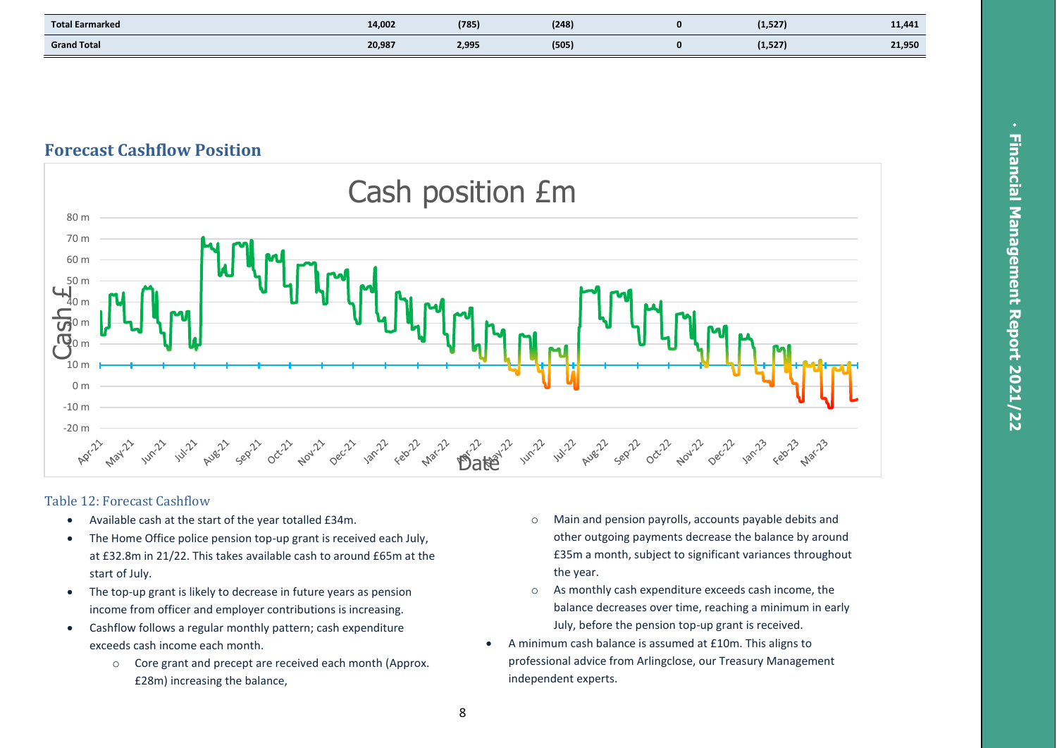| | | | | | | |
|---|---|---|---|---|---|---|
| **Total Earmarked** | **14,002** | **(785)** | **(248)** | **0** | **(1,527)** | **11,441** |
| **Grand Total** | **20,987** | **2,995** | **(505)** | **0** | **(1,527)** | **21,950** |

## Forecast Cashflow Position

Table 12: Forecast Cashflow

- Available cash at the start of the year totalled £34m.
- The Home Office police pension top-up grant is received each July, at £32.8m in 21/22. This takes available cash to around £65m at the start of July.
- The top-up grant is likely to decrease in future years as pension income from officer and employer contributions is increasing.
- Cashflow follows a regular monthly pattern; cash expenditure exceeds cash income each month.
  - Core grant and precept are received each month (Approx. £28m) increasing the balance,
  - Main and pension payrolls, accounts payable debits and other outgoing payments decrease the balance by around £35m a month, subject to significant variances throughout the year.
  - As monthly cash expenditure exceeds cash income, the balance decreases over time, reaching a minimum in early July, before the pension top-up grant is received.
- A minimum cash balance is assumed at £10m. This aligns to professional advice from Arlingclose, our Treasury Management independent experts.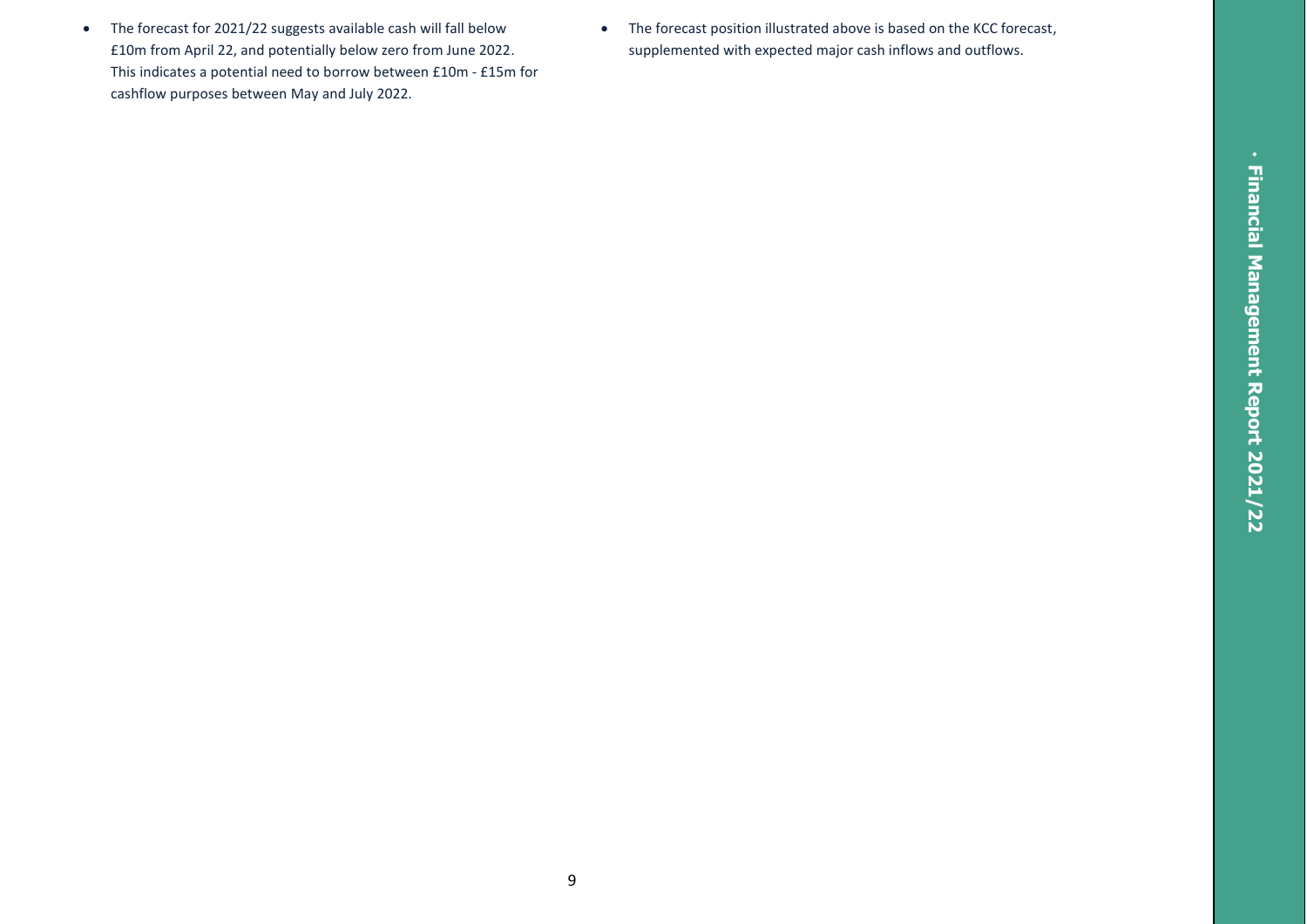- The forecast for 2021/22 suggests available cash will fall below £10m from April 22, and potentially below zero from June 2022. This indicates a potential need to borrow between £10m - £15m for cashflow purposes between May and July 2022.
- The forecast position illustrated above is based on the KCC forecast, supplemented with expected major cash inflows and outflows.